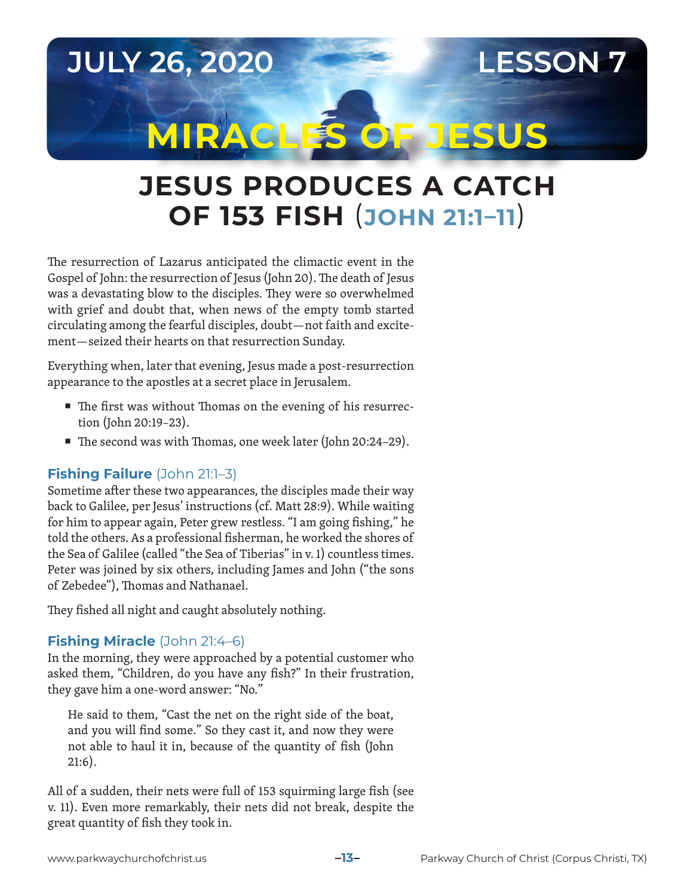JULY 26, 2020 LESSON 7

# MIRACLES OF JESUS

## JESUS PRODUCES A CATCH OF 153 FISH (JOHN 21:1–11)

The resurrection of Lazarus anticipated the climactic event in the Gospel of John: the resurrection of Jesus (John 20). The death of Jesus was a devastating blow to the disciples. They were so overwhelmed with grief and doubt that, when news of the empty tomb started circulating among the fearful disciples, doubt—not faith and excitement—seized their hearts on that resurrection Sunday.

Everything when, later that evening, Jesus made a post-resurrection appearance to the apostles at a secret place in Jerusalem.

- The first was without Thomas on the evening of his resurrection (John 20:19–23).
- The second was with Thomas, one week later (John 20:24–29).

### Fishing Failure (John 21:1–3)

Sometime after these two appearances, the disciples made their way back to Galilee, per Jesus' instructions (cf. Matt 28:9). While waiting for him to appear again, Peter grew restless. "I am going fishing," he told the others. As a professional fisherman, he worked the shores of the Sea of Galilee (called "the Sea of Tiberias" in v. 1) countless times. Peter was joined by six others, including James and John ("the sons of Zebedee"), Thomas and Nathanael.

They fished all night and caught absolutely nothing.

### Fishing Miracle (John 21:4–6)

In the morning, they were approached by a potential customer who asked them, "Children, do you have any fish?" In their frustration, they gave him a one-word answer: "No."

> He said to them, "Cast the net on the right side of the boat, and you will find some." So they cast it, and now they were not able to haul it in, because of the quantity of fish (John 21:6).

All of a sudden, their nets were full of 153 squirming large fish (see v. 11). Even more remarkably, their nets did not break, despite the great quantity of fish they took in.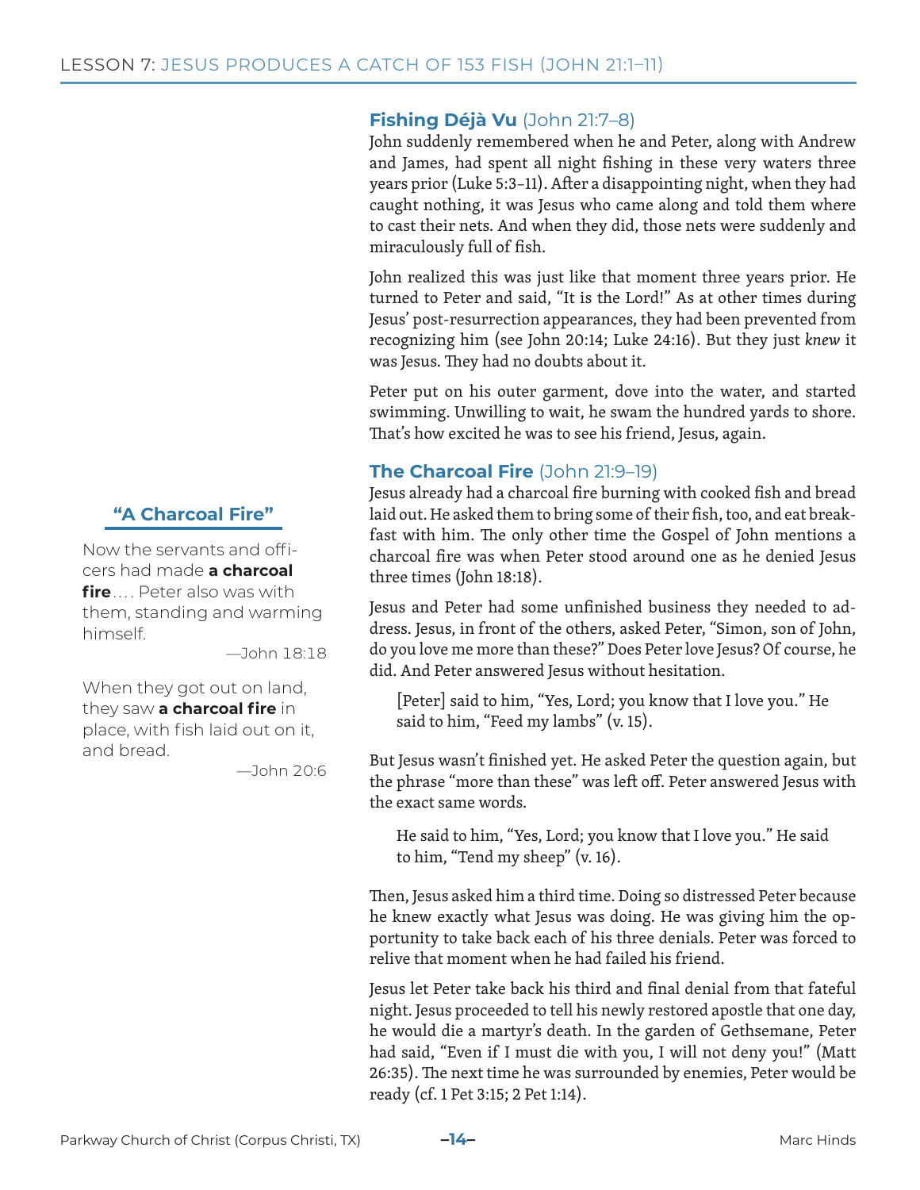## Fishing Déjà Vu (John 21:7–8)

John suddenly remembered when he and Peter, along with Andrew and James, had spent all night fishing in these very waters three years prior (Luke 5:3–11). After a disappointing night, when they had caught nothing, it was Jesus who came along and told them where to cast their nets. And when they did, those nets were suddenly and miraculously full of fish.

John realized this was just like that moment three years prior. He turned to Peter and said, "It is the Lord!" As at other times during Jesus' post-resurrection appearances, they had been prevented from recognizing him (see John 20:14; Luke 24:16). But they just *knew* it was Jesus. They had no doubts about it.

Peter put on his outer garment, dove into the water, and started swimming. Unwilling to wait, he swam the hundred yards to shore. That's how excited he was to see his friend, Jesus, again.

## The Charcoal Fire (John 21:9–19)

Jesus already had a charcoal fire burning with cooked fish and bread laid out. He asked them to bring some of their fish, too, and eat breakfast with him. The only other time the Gospel of John mentions a charcoal fire was when Peter stood around one as he denied Jesus three times (John 18:18).

> **"A Charcoal Fire"**
>
> Now the servants and officers had made **a charcoal fire**. . . . Peter also was with them, standing and warming himself.
>
> —John 18:18
>
> When they got out on land, they saw **a charcoal fire** in place, with fish laid out on it, and bread.
>
> —John 20:6

Jesus and Peter had some unfinished business they needed to address. Jesus, in front of the others, asked Peter, "Simon, son of John, do you love me more than these?" Does Peter love Jesus? Of course, he did. And Peter answered Jesus without hesitation.

> [Peter] said to him, "Yes, Lord; you know that I love you." He said to him, "Feed my lambs" (v. 15).

But Jesus wasn't finished yet. He asked Peter the question again, but the phrase "more than these" was left off. Peter answered Jesus with the exact same words.

> He said to him, "Yes, Lord; you know that I love you." He said to him, "Tend my sheep" (v. 16).

Then, Jesus asked him a third time. Doing so distressed Peter because he knew exactly what Jesus was doing. He was giving him the opportunity to take back each of his three denials. Peter was forced to relive that moment when he had failed his friend.

Jesus let Peter take back his third and final denial from that fateful night. Jesus proceeded to tell his newly restored apostle that one day, he would die a martyr's death. In the garden of Gethsemane, Peter had said, "Even if I must die with you, I will not deny you!" (Matt 26:35). The next time he was surrounded by enemies, Peter would be ready (cf. 1 Pet 3:15; 2 Pet 1:14).